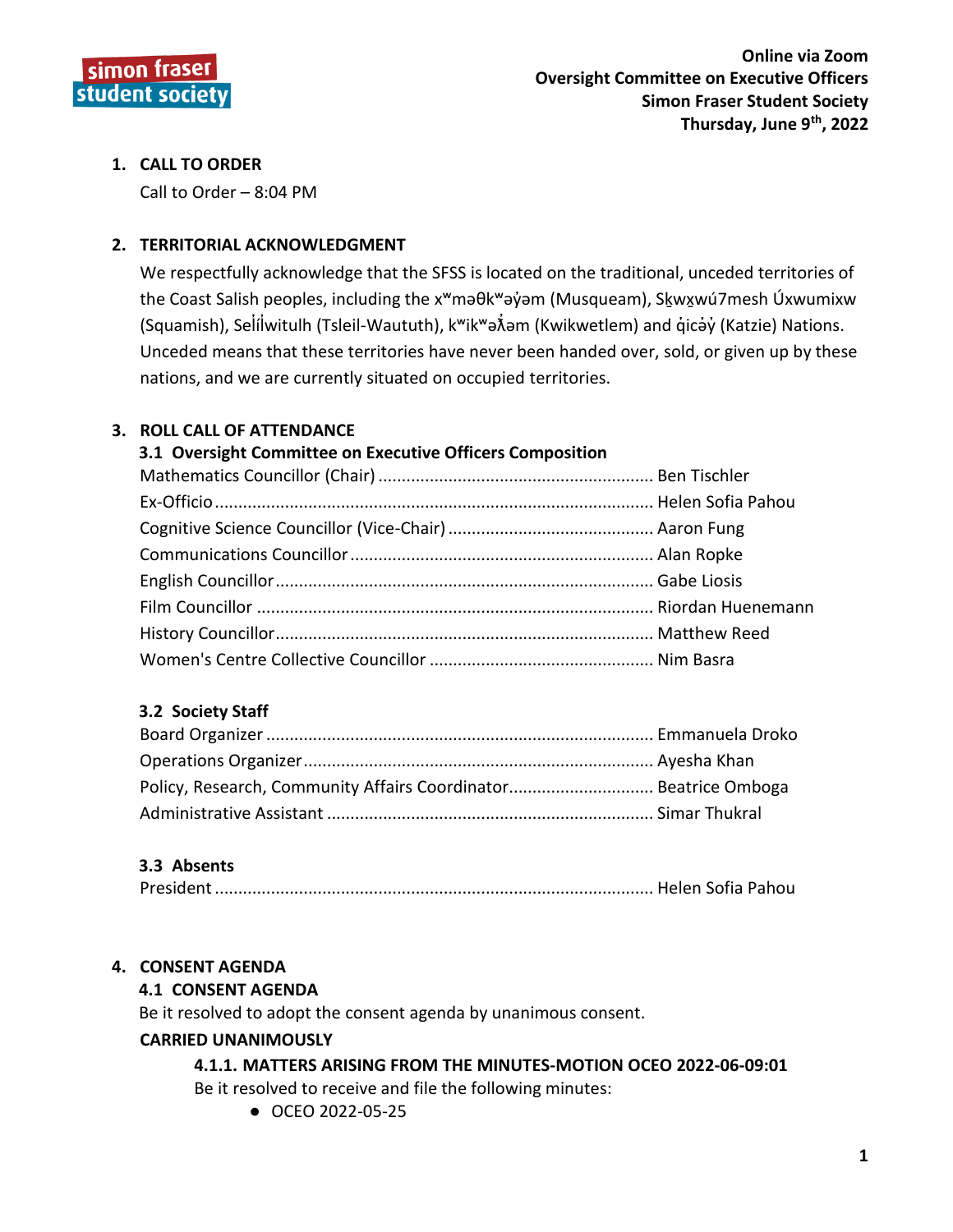**Online via Zoom**
**Oversight Committee on Executive Officers**
**Simon Fraser Student Society**
**Thursday, June 9th, 2022**

## 1. CALL TO ORDER

Call to Order – 8:04 PM

## 2. TERRITORIAL ACKNOWLEDGMENT

We respectfully acknowledge that the SFSS is located on the traditional, unceded territories of the Coast Salish peoples, including the xʷməθkʷəy̓əm (Musqueam), Sḵwx̱wú7mesh Úxwumixw (Squamish), Səl̓ílwitulh (Tsleil-Waututh), kʷikʷəƛ̓əm (Kwikwetlem) and q̓icə̓y̓ (Katzie) Nations. Unceded means that these territories have never been handed over, sold, or given up by these nations, and we are currently situated on occupied territories.

## 3. ROLL CALL OF ATTENDANCE

### 3.1 Oversight Committee on Executive Officers Composition

Mathematics Councillor (Chair) .......... Ben Tischler
Ex-Officio .......... Helen Sofia Pahou
Cognitive Science Councillor (Vice-Chair) .......... Aaron Fung
Communications Councillor .......... Alan Ropke
English Councillor .......... Gabe Liosis
Film Councillor .......... Riordan Huenemann
History Councillor .......... Matthew Reed
Women's Centre Collective Councillor .......... Nim Basra

### 3.2 Society Staff

Board Organizer .......... Emmanuela Droko
Operations Organizer .......... Ayesha Khan
Policy, Research, Community Affairs Coordinator .......... Beatrice Omboga
Administrative Assistant .......... Simar Thukral

### 3.3 Absents

President .......... Helen Sofia Pahou

## 4. CONSENT AGENDA

### 4.1 CONSENT AGENDA

Be it resolved to adopt the consent agenda by unanimous consent.

**CARRIED UNANIMOUSLY**

#### 4.1.1. MATTERS ARISING FROM THE MINUTES-MOTION OCEO 2022-06-09:01

Be it resolved to receive and file the following minutes:

- OCEO 2022-05-25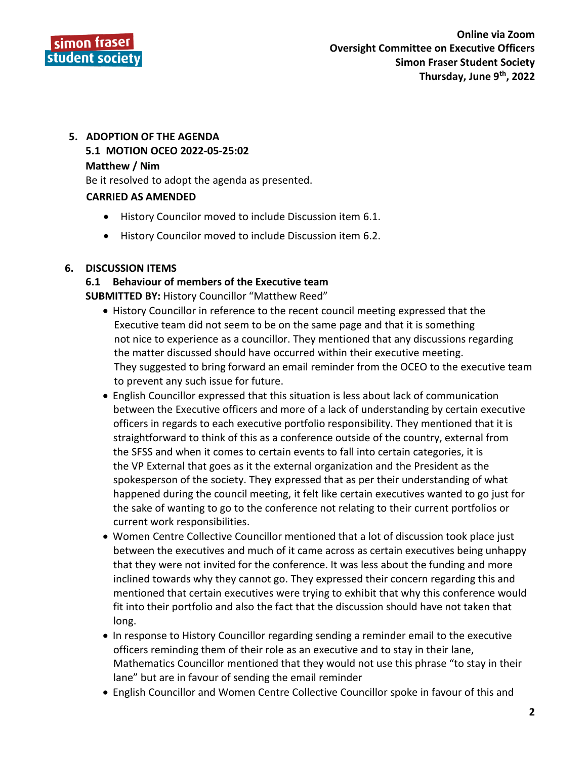## 5. ADOPTION OF THE AGENDA

### 5.1 MOTION OCEO 2022-05-25:02

**Matthew / Nim**

Be it resolved to adopt the agenda as presented.

**CARRIED AS AMENDED**

- History Councilor moved to include Discussion item 6.1.
- History Councilor moved to include Discussion item 6.2.

## 6. DISCUSSION ITEMS

### 6.1 Behaviour of members of the Executive team

**SUBMITTED BY:** History Councillor "Matthew Reed"

- History Councillor in reference to the recent council meeting expressed that the Executive team did not seem to be on the same page and that it is something not nice to experience as a councillor. They mentioned that any discussions regarding the matter discussed should have occurred within their executive meeting. They suggested to bring forward an email reminder from the OCEO to the executive team to prevent any such issue for future.
- English Councillor expressed that this situation is less about lack of communication between the Executive officers and more of a lack of understanding by certain executive officers in regards to each executive portfolio responsibility. They mentioned that it is straightforward to think of this as a conference outside of the country, external from the SFSS and when it comes to certain events to fall into certain categories, it is the VP External that goes as it the external organization and the President as the spokesperson of the society. They expressed that as per their understanding of what happened during the council meeting, it felt like certain executives wanted to go just for the sake of wanting to go to the conference not relating to their current portfolios or current work responsibilities.
- Women Centre Collective Councillor mentioned that a lot of discussion took place just between the executives and much of it came across as certain executives being unhappy that they were not invited for the conference. It was less about the funding and more inclined towards why they cannot go. They expressed their concern regarding this and mentioned that certain executives were trying to exhibit that why this conference would fit into their portfolio and also the fact that the discussion should have not taken that long.
- In response to History Councillor regarding sending a reminder email to the executive officers reminding them of their role as an executive and to stay in their lane, Mathematics Councillor mentioned that they would not use this phrase "to stay in their lane" but are in favour of sending the email reminder
- English Councillor and Women Centre Collective Councillor spoke in favour of this and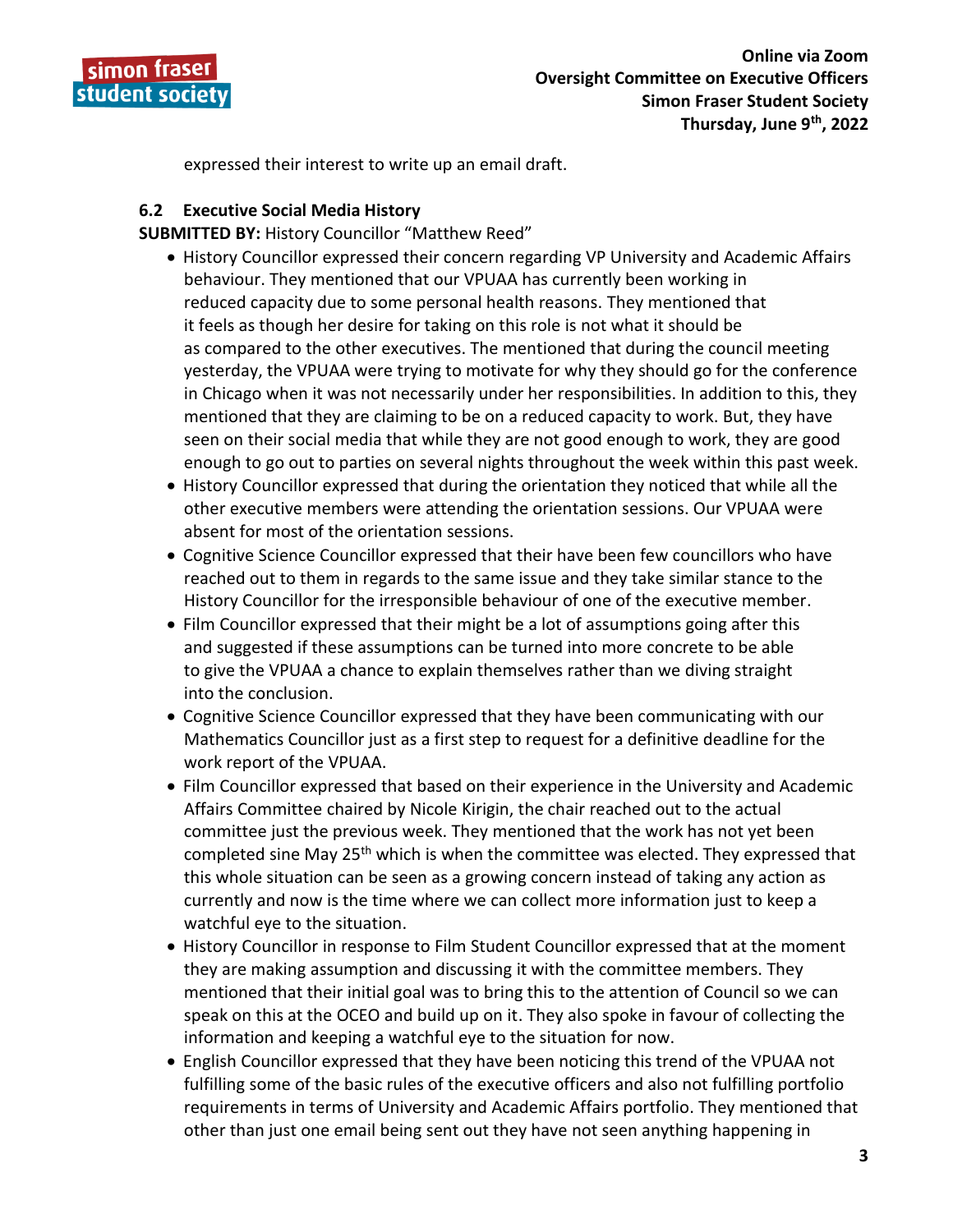expressed their interest to write up an email draft.

### 6.2 Executive Social Media History

**SUBMITTED BY:** History Councillor "Matthew Reed"

- History Councillor expressed their concern regarding VP University and Academic Affairs behaviour. They mentioned that our VPUAA has currently been working in reduced capacity due to some personal health reasons. They mentioned that it feels as though her desire for taking on this role is not what it should be as compared to the other executives. The mentioned that during the council meeting yesterday, the VPUAA were trying to motivate for why they should go for the conference in Chicago when it was not necessarily under her responsibilities. In addition to this, they mentioned that they are claiming to be on a reduced capacity to work. But, they have seen on their social media that while they are not good enough to work, they are good enough to go out to parties on several nights throughout the week within this past week.
- History Councillor expressed that during the orientation they noticed that while all the other executive members were attending the orientation sessions. Our VPUAA were absent for most of the orientation sessions.
- Cognitive Science Councillor expressed that their have been few councillors who have reached out to them in regards to the same issue and they take similar stance to the History Councillor for the irresponsible behaviour of one of the executive member.
- Film Councillor expressed that their might be a lot of assumptions going after this and suggested if these assumptions can be turned into more concrete to be able to give the VPUAA a chance to explain themselves rather than we diving straight into the conclusion.
- Cognitive Science Councillor expressed that they have been communicating with our Mathematics Councillor just as a first step to request for a definitive deadline for the work report of the VPUAA.
- Film Councillor expressed that based on their experience in the University and Academic Affairs Committee chaired by Nicole Kirigin, the chair reached out to the actual committee just the previous week. They mentioned that the work has not yet been completed sine May 25th which is when the committee was elected. They expressed that this whole situation can be seen as a growing concern instead of taking any action as currently and now is the time where we can collect more information just to keep a watchful eye to the situation.
- History Councillor in response to Film Student Councillor expressed that at the moment they are making assumption and discussing it with the committee members. They mentioned that their initial goal was to bring this to the attention of Council so we can speak on this at the OCEO and build up on it. They also spoke in favour of collecting the information and keeping a watchful eye to the situation for now.
- English Councillor expressed that they have been noticing this trend of the VPUAA not fulfilling some of the basic rules of the executive officers and also not fulfilling portfolio requirements in terms of University and Academic Affairs portfolio. They mentioned that other than just one email being sent out they have not seen anything happening in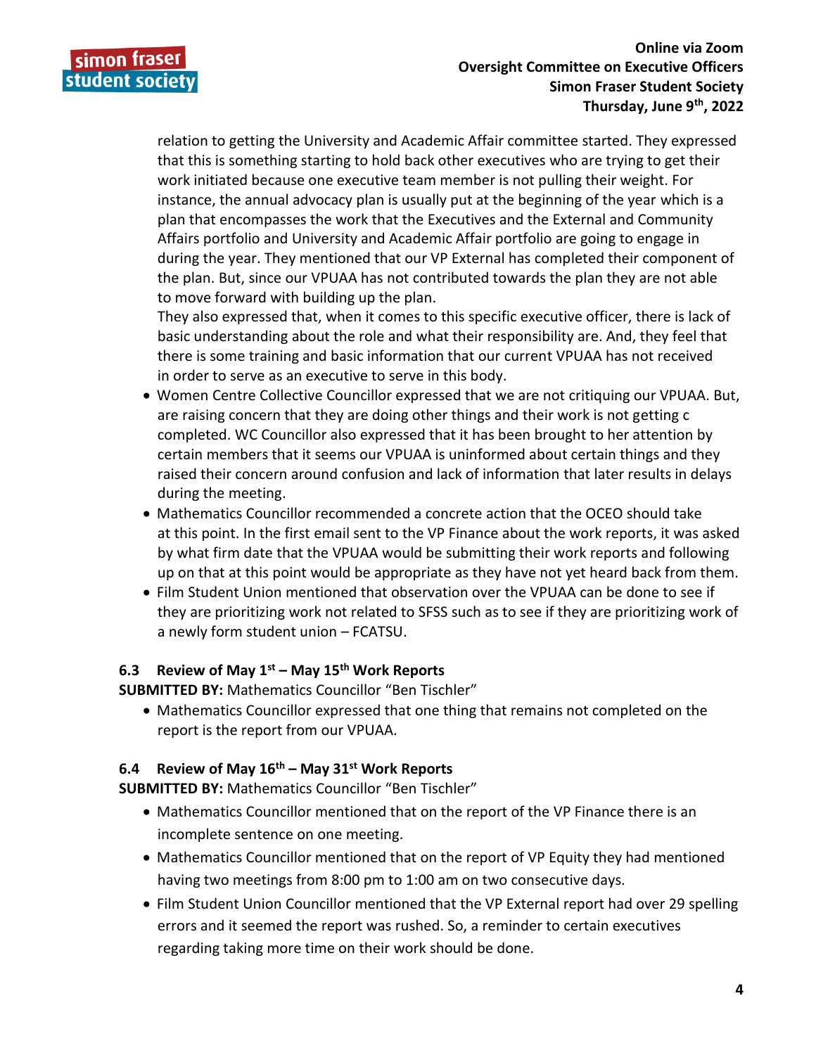relation to getting the University and Academic Affair committee started. They expressed that this is something starting to hold back other executives who are trying to get their work initiated because one executive team member is not pulling their weight. For instance, the annual advocacy plan is usually put at the beginning of the year which is a plan that encompasses the work that the Executives and the External and Community Affairs portfolio and University and Academic Affair portfolio are going to engage in during the year. They mentioned that our VP External has completed their component of the plan. But, since our VPUAA has not contributed towards the plan they are not able to move forward with building up the plan.
They also expressed that, when it comes to this specific executive officer, there is lack of basic understanding about the role and what their responsibility are. And, they feel that there is some training and basic information that our current VPUAA has not received in order to serve as an executive to serve in this body.

- Women Centre Collective Councillor expressed that we are not critiquing our VPUAA. But, are raising concern that they are doing other things and their work is not getting c completed. WC Councillor also expressed that it has been brought to her attention by certain members that it seems our VPUAA is uninformed about certain things and they raised their concern around confusion and lack of information that later results in delays during the meeting.
- Mathematics Councillor recommended a concrete action that the OCEO should take at this point. In the first email sent to the VP Finance about the work reports, it was asked by what firm date that the VPUAA would be submitting their work reports and following up on that at this point would be appropriate as they have not yet heard back from them.
- Film Student Union mentioned that observation over the VPUAA can be done to see if they are prioritizing work not related to SFSS such as to see if they are prioritizing work of a newly form student union – FCATSU.

### 6.3 Review of May 1st – May 15th Work Reports

**SUBMITTED BY:** Mathematics Councillor "Ben Tischler"

- Mathematics Councillor expressed that one thing that remains not completed on the report is the report from our VPUAA.

### 6.4 Review of May 16th – May 31st Work Reports

**SUBMITTED BY:** Mathematics Councillor "Ben Tischler"

- Mathematics Councillor mentioned that on the report of the VP Finance there is an incomplete sentence on one meeting.
- Mathematics Councillor mentioned that on the report of VP Equity they had mentioned having two meetings from 8:00 pm to 1:00 am on two consecutive days.
- Film Student Union Councillor mentioned that the VP External report had over 29 spelling errors and it seemed the report was rushed. So, a reminder to certain executives regarding taking more time on their work should be done.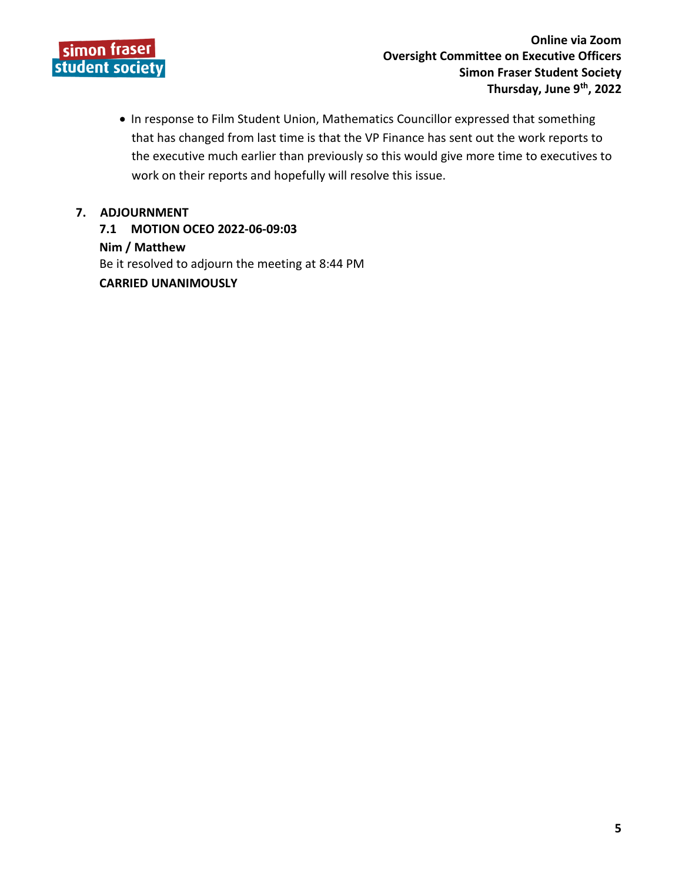- In response to Film Student Union, Mathematics Councillor expressed that something that has changed from last time is that the VP Finance has sent out the work reports to the executive much earlier than previously so this would give more time to executives to work on their reports and hopefully will resolve this issue.

## 7. ADJOURNMENT

### 7.1 MOTION OCEO 2022-06-09:03

**Nim / Matthew**

Be it resolved to adjourn the meeting at 8:44 PM

**CARRIED UNANIMOUSLY**